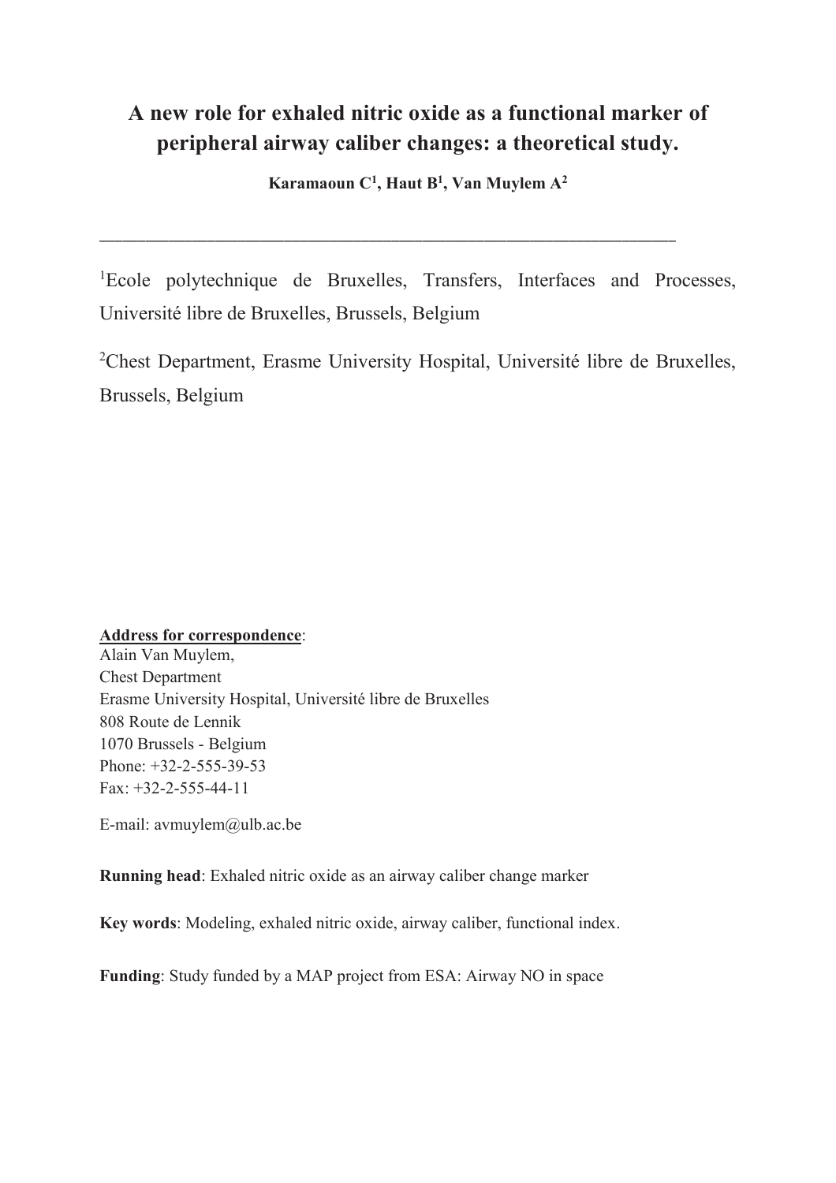# A new role for exhaled nitric oxide as a functional marker of peripheral airway caliber changes: a theoretical study.

**Karamaoun C[1], Haut B[1], Van Muylem A[2]**

---

[1]Ecole polytechnique de Bruxelles, Transfers, Interfaces and Processes, Université libre de Bruxelles, Brussels, Belgium

[2]Chest Department, Erasme University Hospital, Université libre de Bruxelles, Brussels, Belgium

**Address for correspondence**:
Alain Van Muylem,
Chest Department
Erasme University Hospital, Université libre de Bruxelles
808 Route de Lennik
1070 Brussels - Belgium
Phone: +32-2-555-39-53
Fax: +32-2-555-44-11

E-mail: avmuylem@ulb.ac.be

**Running head**: Exhaled nitric oxide as an airway caliber change marker

**Key words**: Modeling, exhaled nitric oxide, airway caliber, functional index.

**Funding**: Study funded by a MAP project from ESA: Airway NO in space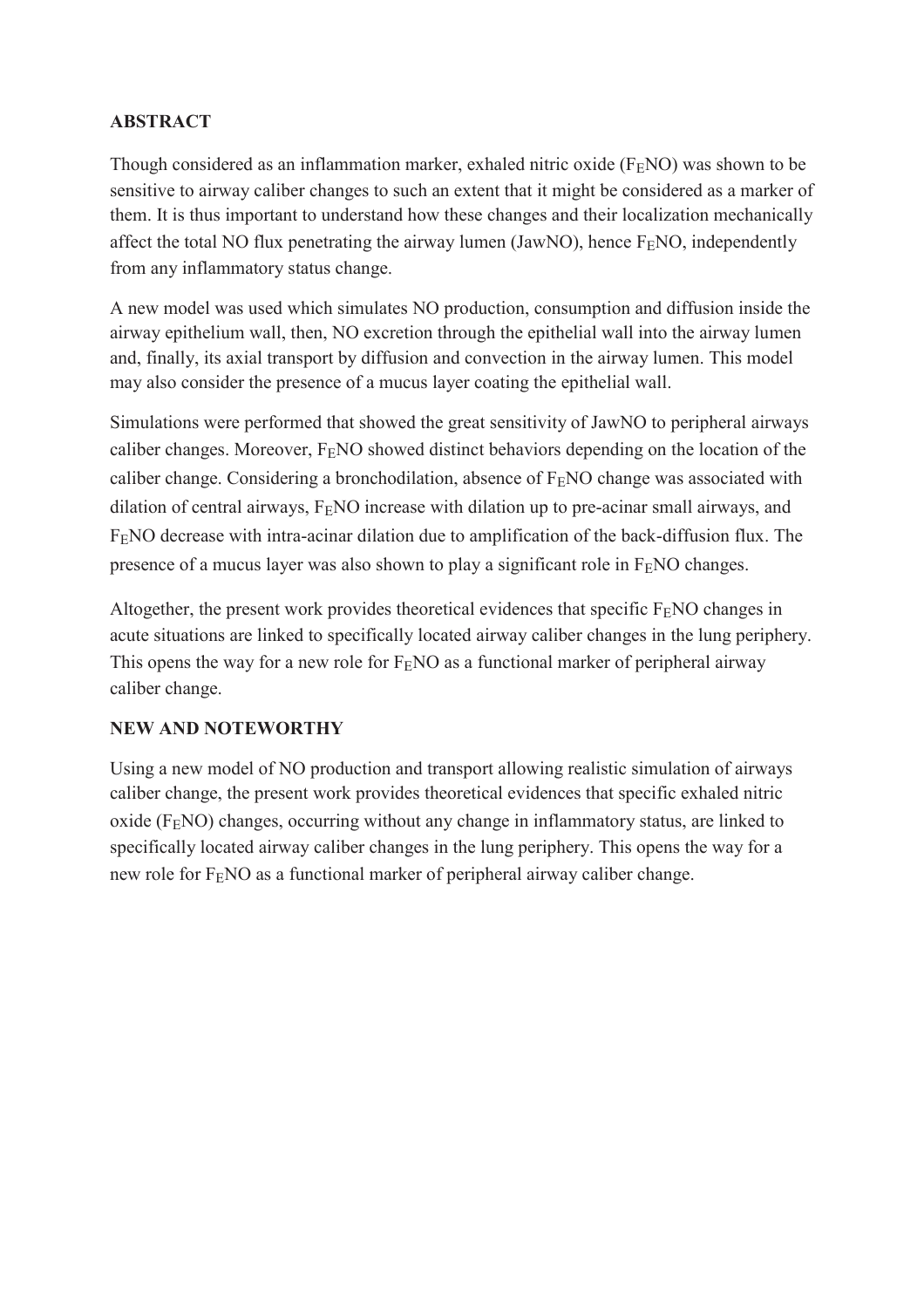## ABSTRACT

Though considered as an inflammation marker, exhaled nitric oxide ($F_ENO$) was shown to be sensitive to airway caliber changes to such an extent that it might be considered as a marker of them. It is thus important to understand how these changes and their localization mechanically affect the total NO flux penetrating the airway lumen (JawNO), hence $F_ENO$, independently from any inflammatory status change.

A new model was used which simulates NO production, consumption and diffusion inside the airway epithelium wall, then, NO excretion through the epithelial wall into the airway lumen and, finally, its axial transport by diffusion and convection in the airway lumen. This model may also consider the presence of a mucus layer coating the epithelial wall.

Simulations were performed that showed the great sensitivity of JawNO to peripheral airways caliber changes. Moreover, $F_ENO$ showed distinct behaviors depending on the location of the caliber change. Considering a bronchodilation, absence of $F_ENO$ change was associated with dilation of central airways, $F_ENO$ increase with dilation up to pre-acinar small airways, and $F_ENO$ decrease with intra-acinar dilation due to amplification of the back-diffusion flux. The presence of a mucus layer was also shown to play a significant role in $F_ENO$ changes.

Altogether, the present work provides theoretical evidences that specific $F_ENO$ changes in acute situations are linked to specifically located airway caliber changes in the lung periphery. This opens the way for a new role for $F_ENO$ as a functional marker of peripheral airway caliber change.

## NEW AND NOTEWORTHY

Using a new model of NO production and transport allowing realistic simulation of airways caliber change, the present work provides theoretical evidences that specific exhaled nitric oxide ($F_ENO$) changes, occurring without any change in inflammatory status, are linked to specifically located airway caliber changes in the lung periphery. This opens the way for a new role for $F_ENO$ as a functional marker of peripheral airway caliber change.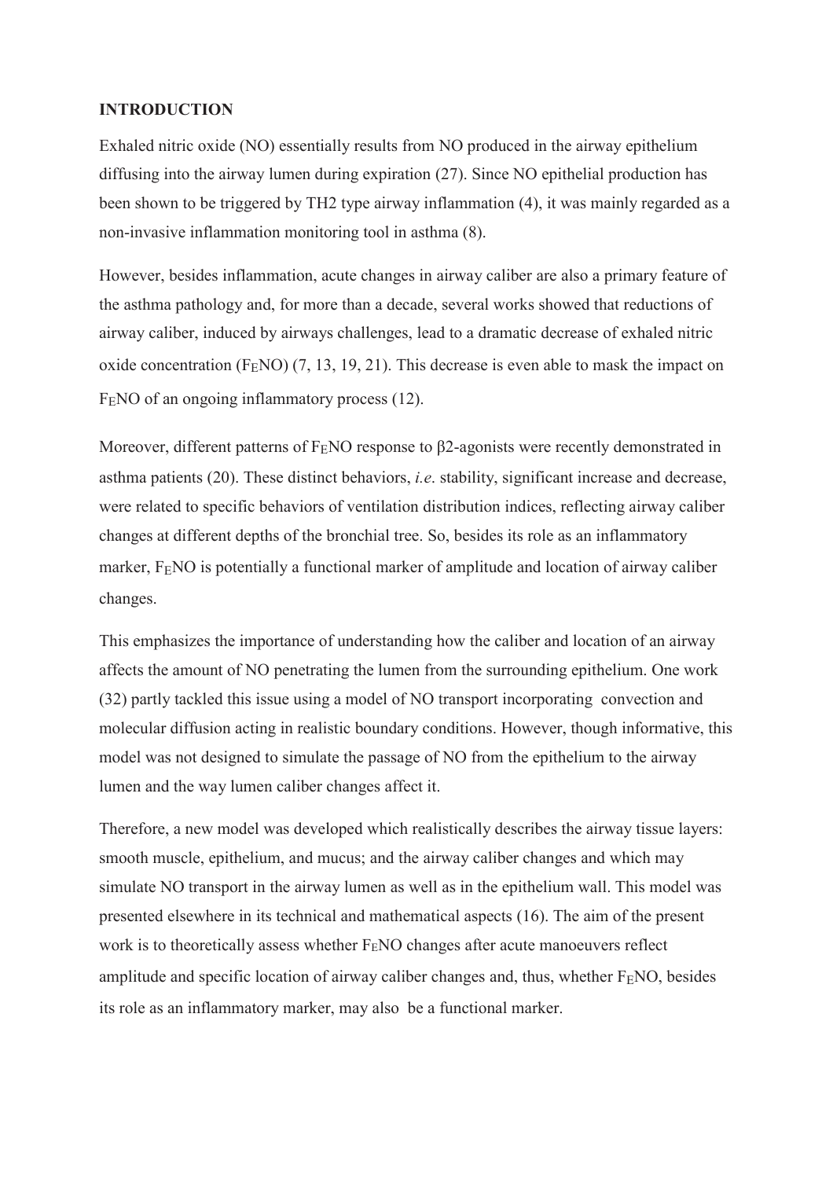## INTRODUCTION

Exhaled nitric oxide (NO) essentially results from NO produced in the airway epithelium diffusing into the airway lumen during expiration (27). Since NO epithelial production has been shown to be triggered by TH2 type airway inflammation (4), it was mainly regarded as a non-invasive inflammation monitoring tool in asthma (8).

However, besides inflammation, acute changes in airway caliber are also a primary feature of the asthma pathology and, for more than a decade, several works showed that reductions of airway caliber, induced by airways challenges, lead to a dramatic decrease of exhaled nitric oxide concentration ($F_ENO$) (7, 13, 19, 21). This decrease is even able to mask the impact on $F_ENO$ of an ongoing inflammatory process (12).

Moreover, different patterns of $F_ENO$ response to β2-agonists were recently demonstrated in asthma patients (20). These distinct behaviors, *i.e.* stability, significant increase and decrease, were related to specific behaviors of ventilation distribution indices, reflecting airway caliber changes at different depths of the bronchial tree. So, besides its role as an inflammatory marker, $F_ENO$ is potentially a functional marker of amplitude and location of airway caliber changes.

This emphasizes the importance of understanding how the caliber and location of an airway affects the amount of NO penetrating the lumen from the surrounding epithelium. One work (32) partly tackled this issue using a model of NO transport incorporating convection and molecular diffusion acting in realistic boundary conditions. However, though informative, this model was not designed to simulate the passage of NO from the epithelium to the airway lumen and the way lumen caliber changes affect it.

Therefore, a new model was developed which realistically describes the airway tissue layers: smooth muscle, epithelium, and mucus; and the airway caliber changes and which may simulate NO transport in the airway lumen as well as in the epithelium wall. This model was presented elsewhere in its technical and mathematical aspects (16). The aim of the present work is to theoretically assess whether $F_ENO$ changes after acute manoeuvers reflect amplitude and specific location of airway caliber changes and, thus, whether $F_ENO$, besides its role as an inflammatory marker, may also be a functional marker.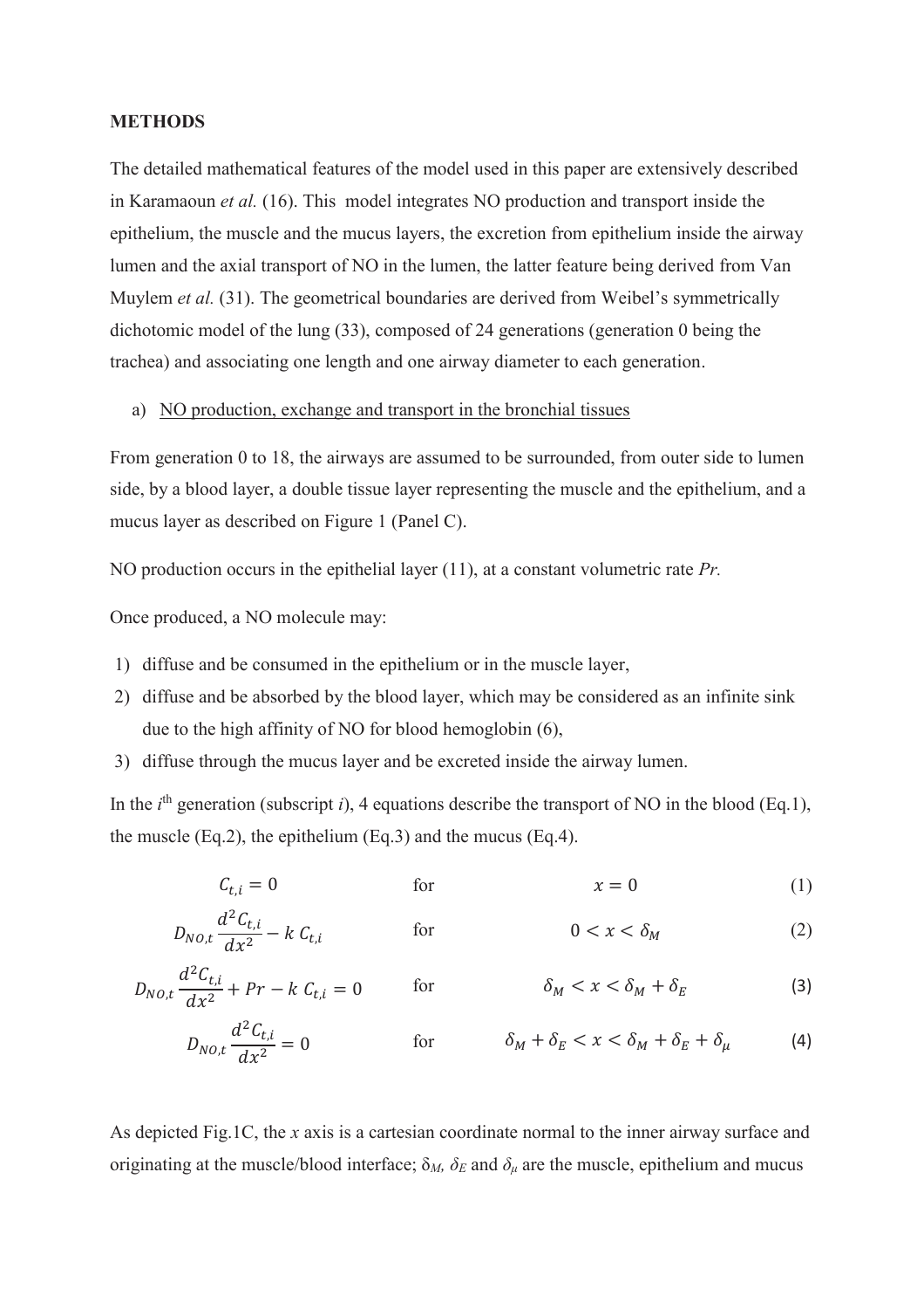## METHODS

The detailed mathematical features of the model used in this paper are extensively described in Karamaoun *et al.* (16). This model integrates NO production and transport inside the epithelium, the muscle and the mucus layers, the excretion from epithelium inside the airway lumen and the axial transport of NO in the lumen, the latter feature being derived from Van Muylem *et al.* (31). The geometrical boundaries are derived from Weibel's symmetrically dichotomic model of the lung (33), composed of 24 generations (generation 0 being the trachea) and associating one length and one airway diameter to each generation.

a) NO production, exchange and transport in the bronchial tissues

From generation 0 to 18, the airways are assumed to be surrounded, from outer side to lumen side, by a blood layer, a double tissue layer representing the muscle and the epithelium, and a mucus layer as described on Figure 1 (Panel C).

NO production occurs in the epithelial layer (11), at a constant volumetric rate *Pr.*

Once produced, a NO molecule may:

1) diffuse and be consumed in the epithelium or in the muscle layer,
2) diffuse and be absorbed by the blood layer, which may be considered as an infinite sink due to the high affinity of NO for blood hemoglobin (6),
3) diffuse through the mucus layer and be excreted inside the airway lumen.

In the $i^{th}$ generation (subscript *i*), 4 equations describe the transport of NO in the blood (Eq.1), the muscle (Eq.2), the epithelium (Eq.3) and the mucus (Eq.4).

$$C_{t,i} = 0 \qquad \text{for} \qquad x = 0 \qquad (1)$$

$$D_{NO,t}\frac{d^2C_{t,i}}{dx^2} - k\ C_{t,i} \qquad \text{for} \qquad 0 < x < \delta_M \qquad (2)$$

$$D_{NO,t}\frac{d^2C_{t,i}}{dx^2} + Pr - k\ C_{t,i} = 0 \qquad \text{for} \qquad \delta_M < x < \delta_M + \delta_E \qquad (3)$$

$$D_{NO,t}\frac{d^2C_{t,i}}{dx^2} = 0 \qquad \text{for} \qquad \delta_M + \delta_E < x < \delta_M + \delta_E + \delta_\mu \qquad (4)$$

As depicted Fig.1C, the *x* axis is a cartesian coordinate normal to the inner airway surface and originating at the muscle/blood interface; $\delta_M$, $\delta_E$ and $\delta_\mu$ are the muscle, epithelium and mucus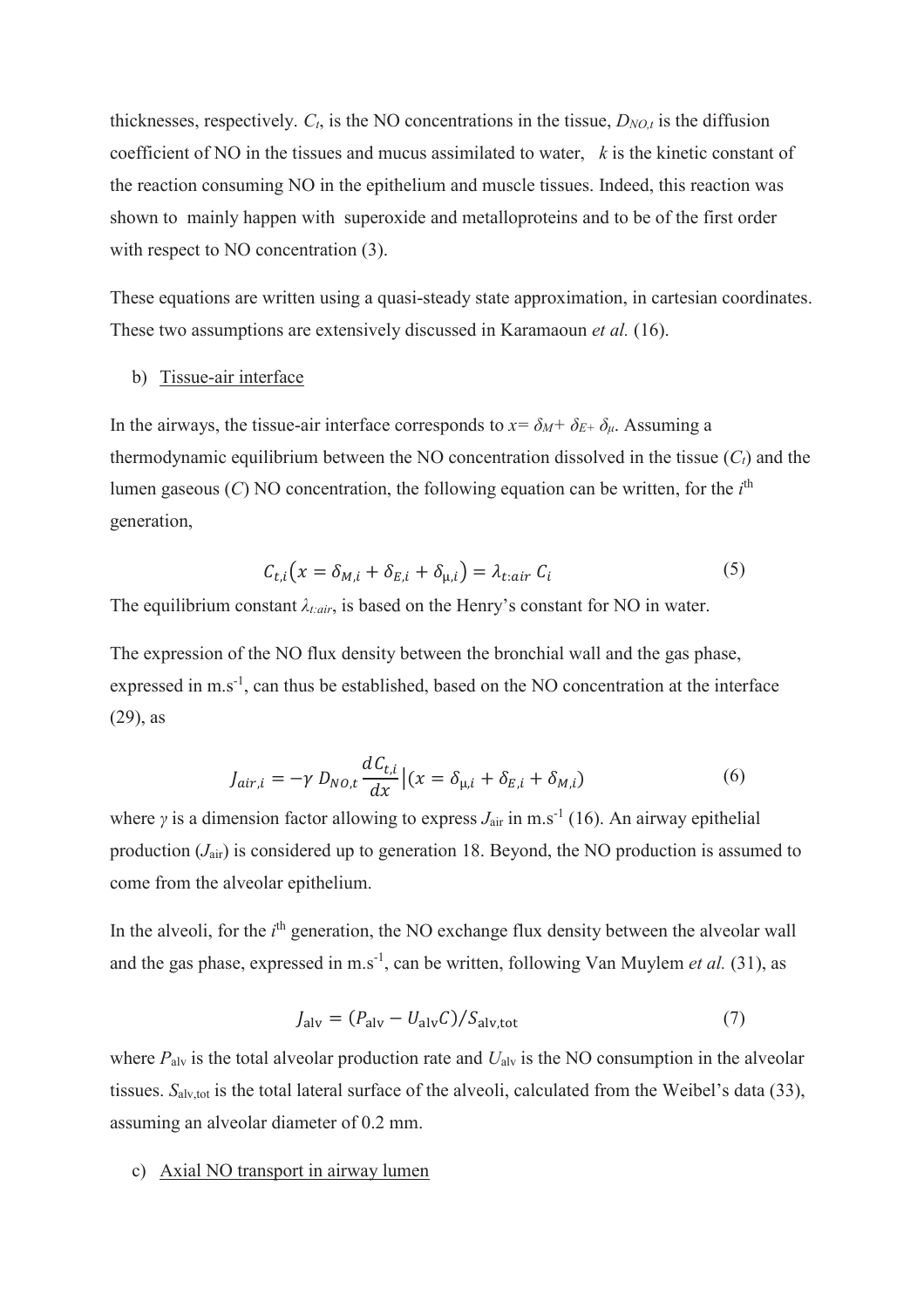thicknesses, respectively. $C_t$, is the NO concentrations in the tissue, $D_{NO,t}$ is the diffusion coefficient of NO in the tissues and mucus assimilated to water, $k$ is the kinetic constant of the reaction consuming NO in the epithelium and muscle tissues. Indeed, this reaction was shown to mainly happen with superoxide and metalloproteins and to be of the first order with respect to NO concentration (3).

These equations are written using a quasi-steady state approximation, in cartesian coordinates. These two assumptions are extensively discussed in Karamaoun *et al.* (16).

b) Tissue-air interface

In the airways, the tissue-air interface corresponds to $x = \delta_M + \delta_E + \delta_\mu$. Assuming a thermodynamic equilibrium between the NO concentration dissolved in the tissue ($C_t$) and the lumen gaseous ($C$) NO concentration, the following equation can be written, for the $i^{th}$ generation,

$$C_{t,i}\left(x = \delta_{M,i} + \delta_{E,i} + \delta_{\mu,i}\right) = \lambda_{t:air}\, C_i \tag{5}$$

The equilibrium constant $\lambda_{t:air}$, is based on the Henry's constant for NO in water.

The expression of the NO flux density between the bronchial wall and the gas phase, expressed in m.s$^{-1}$, can thus be established, based on the NO concentration at the interface (29), as

$$J_{air,i} = -\gamma\, D_{NO,t} \frac{dC_{t,i}}{dx}\Big|\left(x = \delta_{\mu,i} + \delta_{E,i} + \delta_{M,i}\right) \tag{6}$$

where $\gamma$ is a dimension factor allowing to express $J_{air}$ in m.s$^{-1}$ (16). An airway epithelial production ($J_{air}$) is considered up to generation 18. Beyond, the NO production is assumed to come from the alveolar epithelium.

In the alveoli, for the $i^{th}$ generation, the NO exchange flux density between the alveolar wall and the gas phase, expressed in m.s$^{-1}$, can be written, following Van Muylem *et al.* (31), as

$$J_{alv} = (P_{alv} - U_{alv} C)/S_{alv,tot} \tag{7}$$

where $P_{alv}$ is the total alveolar production rate and $U_{alv}$ is the NO consumption in the alveolar tissues. $S_{alv,tot}$ is the total lateral surface of the alveoli, calculated from the Weibel's data (33), assuming an alveolar diameter of 0.2 mm.

c) Axial NO transport in airway lumen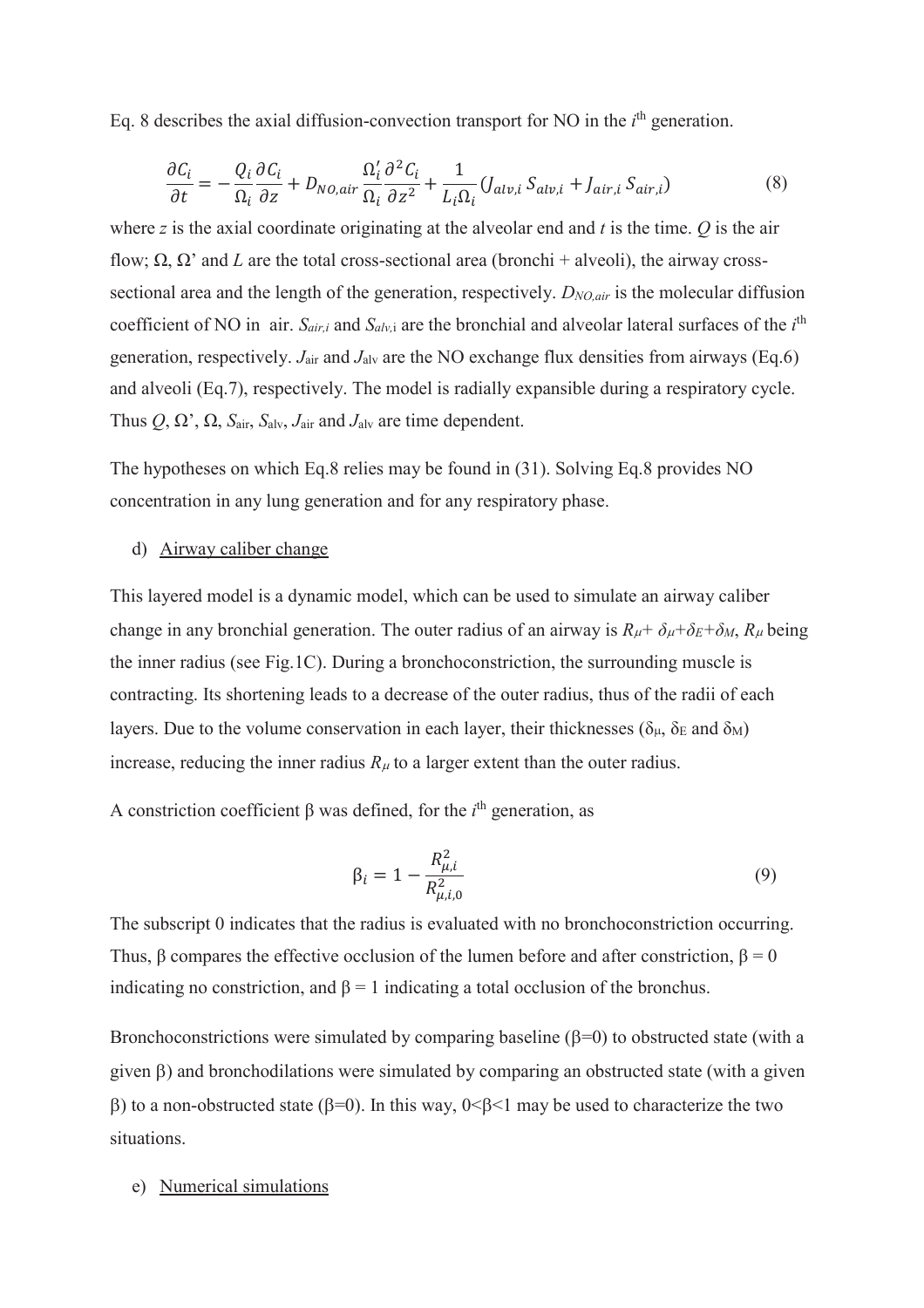Eq. 8 describes the axial diffusion-convection transport for NO in the $i^{th}$ generation.

$$\frac{\partial C_i}{\partial t} = -\frac{Q_i}{\Omega_i}\frac{\partial C_i}{\partial z} + D_{NO,air}\frac{\Omega_i'}{\Omega_i}\frac{\partial^2 C_i}{\partial z^2} + \frac{1}{L_i \Omega_i}(J_{alv,i}\, S_{alv,i} + J_{air,i}\, S_{air,i}) \tag{8}$$

where $z$ is the axial coordinate originating at the alveolar end and $t$ is the time. $Q$ is the air flow; $\Omega$, $\Omega'$ and $L$ are the total cross-sectional area (bronchi + alveoli), the airway cross-sectional area and the length of the generation, respectively. $D_{NO,air}$ is the molecular diffusion coefficient of NO in air. $S_{air,i}$ and $S_{alv,i}$ are the bronchial and alveolar lateral surfaces of the $i^{th}$ generation, respectively. $J_{air}$ and $J_{alv}$ are the NO exchange flux densities from airways (Eq.6) and alveoli (Eq.7), respectively. The model is radially expansible during a respiratory cycle. Thus $Q$, $\Omega'$, $\Omega$, $S_{air}$, $S_{alv}$, $J_{air}$ and $J_{alv}$ are time dependent.

The hypotheses on which Eq.8 relies may be found in (31). Solving Eq.8 provides NO concentration in any lung generation and for any respiratory phase.

d) Airway caliber change

This layered model is a dynamic model, which can be used to simulate an airway caliber change in any bronchial generation. The outer radius of an airway is $R_\mu + \delta_\mu + \delta_E + \delta_M$, $R_\mu$ being the inner radius (see Fig.1C). During a bronchoconstriction, the surrounding muscle is contracting. Its shortening leads to a decrease of the outer radius, thus of the radii of each layers. Due to the volume conservation in each layer, their thicknesses ($\delta_\mu$, $\delta_E$ and $\delta_M$) increase, reducing the inner radius $R_\mu$ to a larger extent than the outer radius.

A constriction coefficient β was defined, for the $i^{th}$ generation, as

$$\beta_i = 1 - \frac{R_{\mu,i}^2}{R_{\mu,i,0}^2} \tag{9}$$

The subscript 0 indicates that the radius is evaluated with no bronchoconstriction occurring. Thus, β compares the effective occlusion of the lumen before and after constriction, $\beta = 0$ indicating no constriction, and $\beta = 1$ indicating a total occlusion of the bronchus.

Bronchoconstrictions were simulated by comparing baseline ($\beta$=0) to obstructed state (with a given β) and bronchodilations were simulated by comparing an obstructed state (with a given β) to a non-obstructed state ($\beta$=0). In this way, $0<\beta<1$ may be used to characterize the two situations.

e) Numerical simulations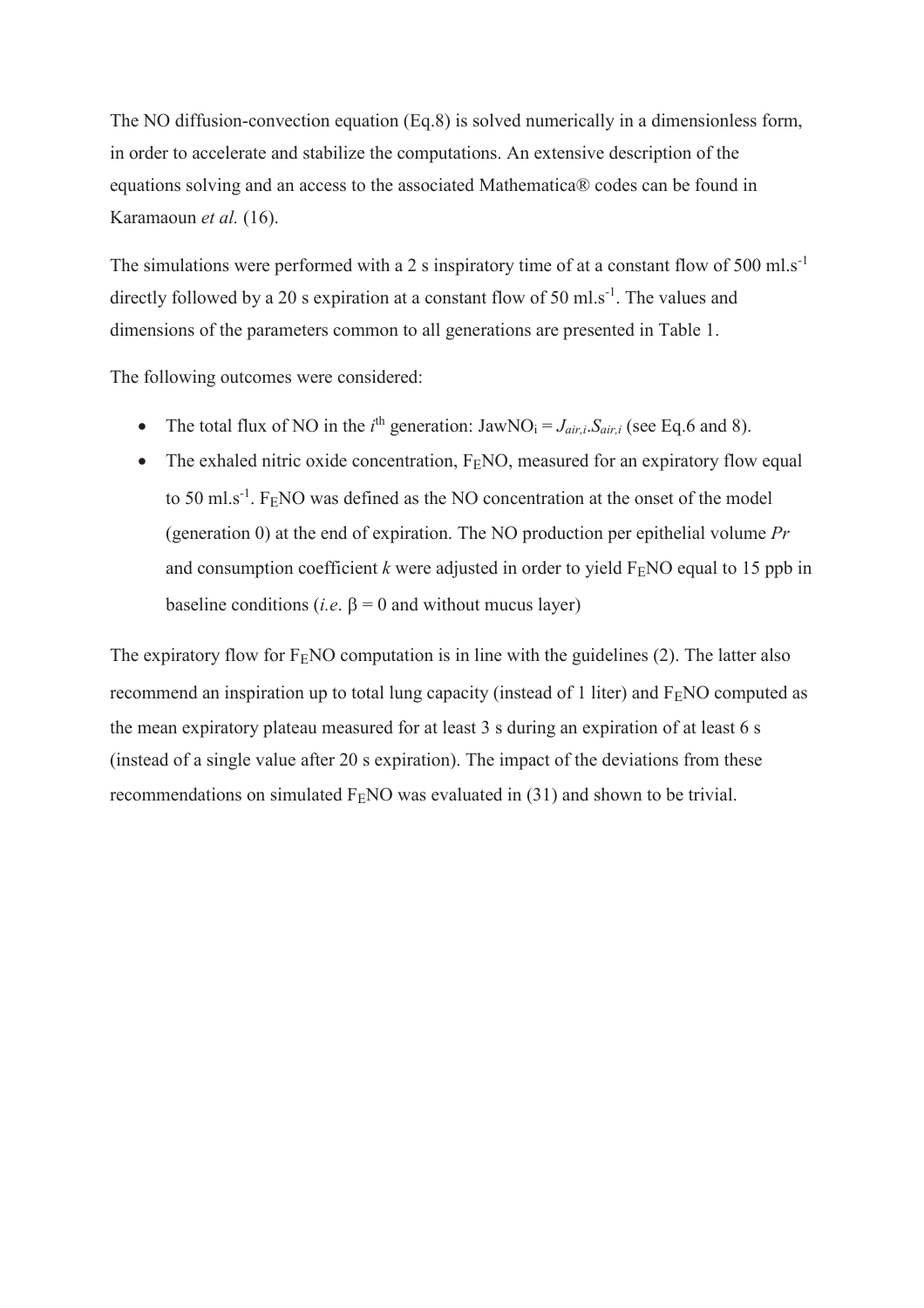The NO diffusion-convection equation (Eq.8) is solved numerically in a dimensionless form, in order to accelerate and stabilize the computations. An extensive description of the equations solving and an access to the associated Mathematica® codes can be found in Karamaoun *et al.* (16).

The simulations were performed with a 2 s inspiratory time of at a constant flow of 500 $ml.s^{-1}$ directly followed by a 20 s expiration at a constant flow of 50 $ml.s^{-1}$. The values and dimensions of the parameters common to all generations are presented in Table 1.

The following outcomes were considered:

- The total flux of NO in the $i^{th}$ generation: $JawNO_i = J_{air,i}.S_{air,i}$ (see Eq.6 and 8).
- The exhaled nitric oxide concentration, $F_ENO$, measured for an expiratory flow equal to 50 $ml.s^{-1}$. $F_ENO$ was defined as the NO concentration at the onset of the model (generation 0) at the end of expiration. The NO production per epithelial volume *Pr* and consumption coefficient *k* were adjusted in order to yield $F_ENO$ equal to 15 ppb in baseline conditions (*i.e.* $\beta = 0$ and without mucus layer)

The expiratory flow for $F_ENO$ computation is in line with the guidelines (2). The latter also recommend an inspiration up to total lung capacity (instead of 1 liter) and $F_ENO$ computed as the mean expiratory plateau measured for at least 3 s during an expiration of at least 6 s (instead of a single value after 20 s expiration). The impact of the deviations from these recommendations on simulated $F_ENO$ was evaluated in (31) and shown to be trivial.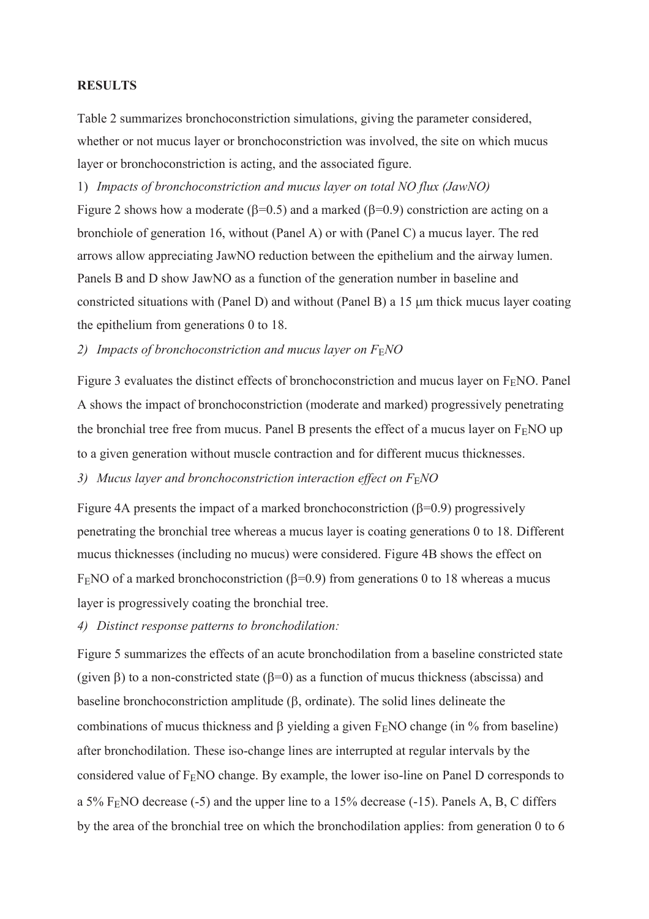**RESULTS**

Table 2 summarizes bronchoconstriction simulations, giving the parameter considered, whether or not mucus layer or bronchoconstriction was involved, the site on which mucus layer or bronchoconstriction is acting, and the associated figure.

1) *Impacts of bronchoconstriction and mucus layer on total NO flux (JawNO)*

Figure 2 shows how a moderate ($\beta$=0.5) and a marked ($\beta$=0.9) constriction are acting on a bronchiole of generation 16, without (Panel A) or with (Panel C) a mucus layer. The red arrows allow appreciating JawNO reduction between the epithelium and the airway lumen. Panels B and D show JawNO as a function of the generation number in baseline and constricted situations with (Panel D) and without (Panel B) a 15 μm thick mucus layer coating the epithelium from generations 0 to 18.

2) *Impacts of bronchoconstriction and mucus layer on $F_ENO$*

Figure 3 evaluates the distinct effects of bronchoconstriction and mucus layer on $F_ENO$. Panel A shows the impact of bronchoconstriction (moderate and marked) progressively penetrating the bronchial tree free from mucus. Panel B presents the effect of a mucus layer on $F_ENO$ up to a given generation without muscle contraction and for different mucus thicknesses.

3) *Mucus layer and bronchoconstriction interaction effect on $F_ENO$*

Figure 4A presents the impact of a marked bronchoconstriction ($\beta$=0.9) progressively penetrating the bronchial tree whereas a mucus layer is coating generations 0 to 18. Different mucus thicknesses (including no mucus) were considered. Figure 4B shows the effect on $F_ENO$ of a marked bronchoconstriction ($\beta$=0.9) from generations 0 to 18 whereas a mucus layer is progressively coating the bronchial tree.

4) *Distinct response patterns to bronchodilation:*

Figure 5 summarizes the effects of an acute bronchodilation from a baseline constricted state (given $\beta$) to a non-constricted state ($\beta$=0) as a function of mucus thickness (abscissa) and baseline bronchoconstriction amplitude ($\beta$, ordinate). The solid lines delineate the combinations of mucus thickness and $\beta$ yielding a given $F_ENO$ change (in % from baseline) after bronchodilation. These iso-change lines are interrupted at regular intervals by the considered value of $F_ENO$ change. By example, the lower iso-line on Panel D corresponds to a 5% $F_ENO$ decrease (-5) and the upper line to a 15% decrease (-15). Panels A, B, C differs by the area of the bronchial tree on which the bronchodilation applies: from generation 0 to 6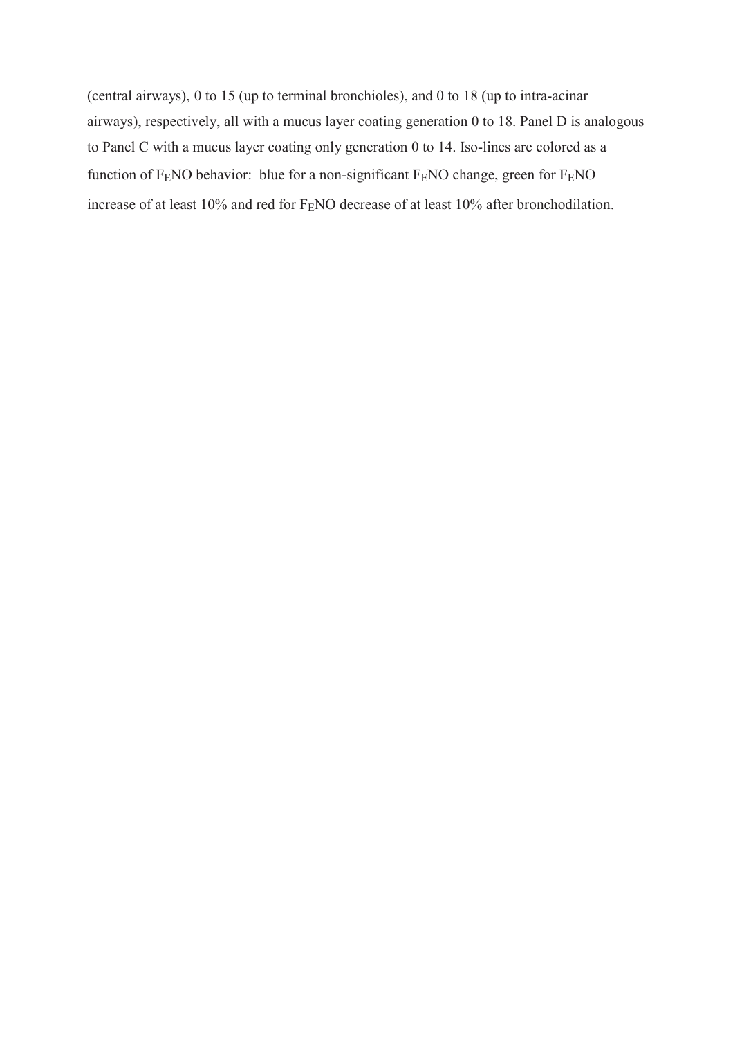(central airways), 0 to 15 (up to terminal bronchioles), and 0 to 18 (up to intra-acinar airways), respectively, all with a mucus layer coating generation 0 to 18. Panel D is analogous to Panel C with a mucus layer coating only generation 0 to 14. Iso-lines are colored as a function of $F_ENO$ behavior: blue for a non-significant $F_ENO$ change, green for $F_ENO$ increase of at least 10% and red for $F_ENO$ decrease of at least 10% after bronchodilation.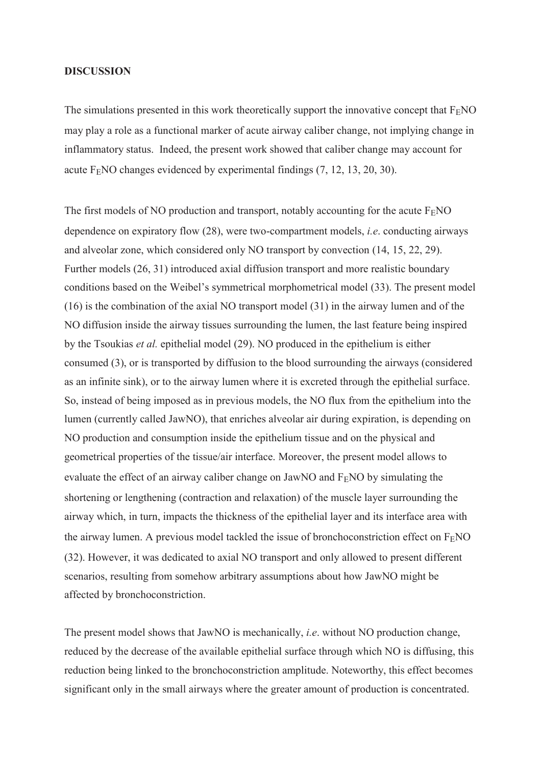**DISCUSSION**

The simulations presented in this work theoretically support the innovative concept that $F_ENO$ may play a role as a functional marker of acute airway caliber change, not implying change in inflammatory status. Indeed, the present work showed that caliber change may account for acute $F_ENO$ changes evidenced by experimental findings (7, 12, 13, 20, 30).

The first models of NO production and transport, notably accounting for the acute $F_ENO$ dependence on expiratory flow (28), were two-compartment models, *i.e*. conducting airways and alveolar zone, which considered only NO transport by convection (14, 15, 22, 29). Further models (26, 31) introduced axial diffusion transport and more realistic boundary conditions based on the Weibel's symmetrical morphometrical model (33). The present model (16) is the combination of the axial NO transport model (31) in the airway lumen and of the NO diffusion inside the airway tissues surrounding the lumen, the last feature being inspired by the Tsoukias *et al.* epithelial model (29). NO produced in the epithelium is either consumed (3), or is transported by diffusion to the blood surrounding the airways (considered as an infinite sink), or to the airway lumen where it is excreted through the epithelial surface. So, instead of being imposed as in previous models, the NO flux from the epithelium into the lumen (currently called JawNO), that enriches alveolar air during expiration, is depending on NO production and consumption inside the epithelium tissue and on the physical and geometrical properties of the tissue/air interface. Moreover, the present model allows to evaluate the effect of an airway caliber change on JawNO and $F_ENO$ by simulating the shortening or lengthening (contraction and relaxation) of the muscle layer surrounding the airway which, in turn, impacts the thickness of the epithelial layer and its interface area with the airway lumen. A previous model tackled the issue of bronchoconstriction effect on $F_ENO$ (32). However, it was dedicated to axial NO transport and only allowed to present different scenarios, resulting from somehow arbitrary assumptions about how JawNO might be affected by bronchoconstriction.

The present model shows that JawNO is mechanically, *i.e*. without NO production change, reduced by the decrease of the available epithelial surface through which NO is diffusing, this reduction being linked to the bronchoconstriction amplitude. Noteworthy, this effect becomes significant only in the small airways where the greater amount of production is concentrated.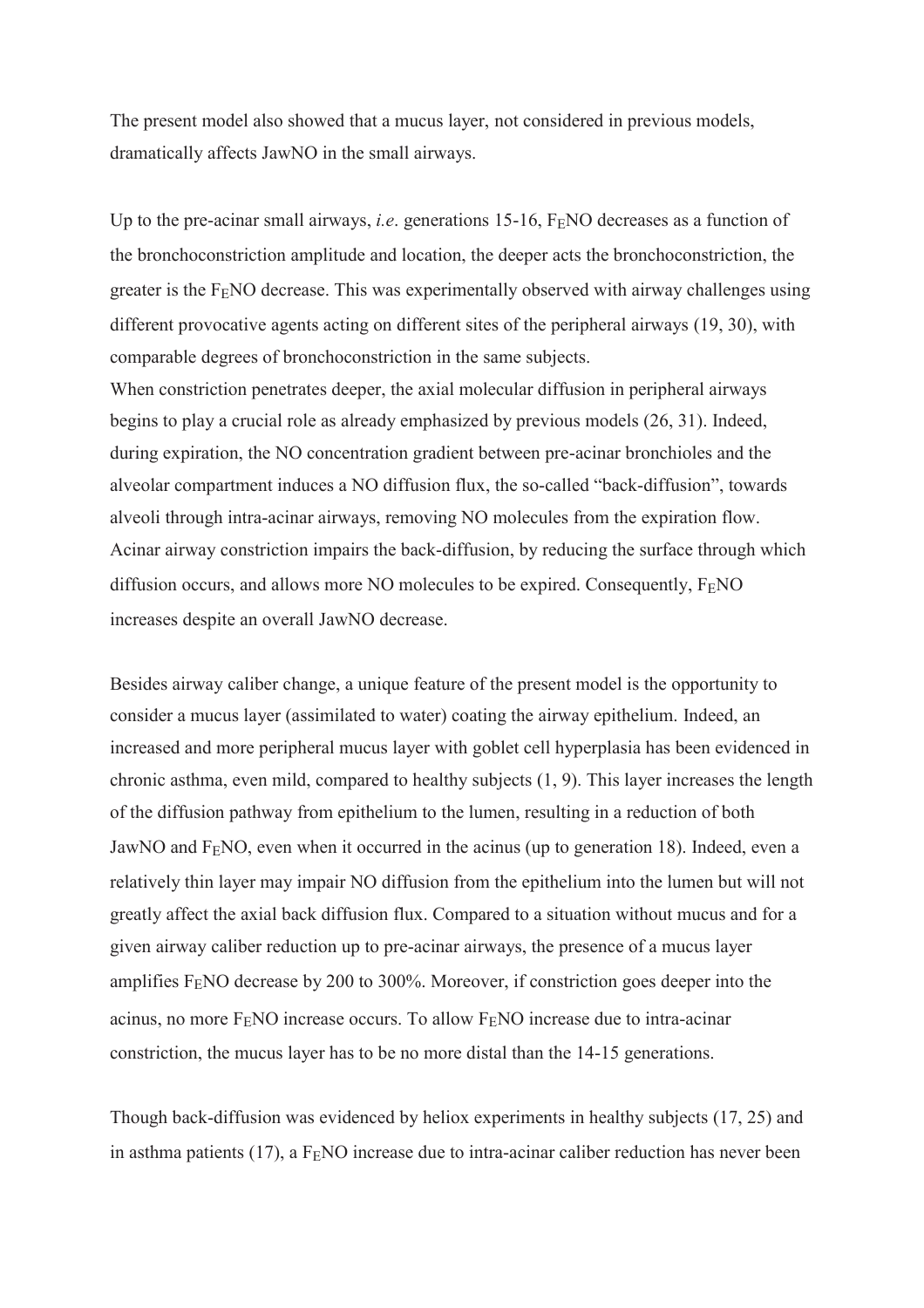The present model also showed that a mucus layer, not considered in previous models, dramatically affects JawNO in the small airways.

Up to the pre-acinar small airways, *i.e*. generations 15-16, $F_E$NO decreases as a function of the bronchoconstriction amplitude and location, the deeper acts the bronchoconstriction, the greater is the $F_E$NO decrease. This was experimentally observed with airway challenges using different provocative agents acting on different sites of the peripheral airways (19, 30), with comparable degrees of bronchoconstriction in the same subjects.
When constriction penetrates deeper, the axial molecular diffusion in peripheral airways begins to play a crucial role as already emphasized by previous models (26, 31). Indeed, during expiration, the NO concentration gradient between pre-acinar bronchioles and the alveolar compartment induces a NO diffusion flux, the so-called "back-diffusion", towards alveoli through intra-acinar airways, removing NO molecules from the expiration flow. Acinar airway constriction impairs the back-diffusion, by reducing the surface through which diffusion occurs, and allows more NO molecules to be expired. Consequently, $F_E$NO increases despite an overall JawNO decrease.

Besides airway caliber change, a unique feature of the present model is the opportunity to consider a mucus layer (assimilated to water) coating the airway epithelium. Indeed, an increased and more peripheral mucus layer with goblet cell hyperplasia has been evidenced in chronic asthma, even mild, compared to healthy subjects (1, 9). This layer increases the length of the diffusion pathway from epithelium to the lumen, resulting in a reduction of both JawNO and $F_E$NO, even when it occurred in the acinus (up to generation 18). Indeed, even a relatively thin layer may impair NO diffusion from the epithelium into the lumen but will not greatly affect the axial back diffusion flux. Compared to a situation without mucus and for a given airway caliber reduction up to pre-acinar airways, the presence of a mucus layer amplifies $F_E$NO decrease by 200 to 300%. Moreover, if constriction goes deeper into the acinus, no more $F_E$NO increase occurs. To allow $F_E$NO increase due to intra-acinar constriction, the mucus layer has to be no more distal than the 14-15 generations.

Though back-diffusion was evidenced by heliox experiments in healthy subjects (17, 25) and in asthma patients (17), a $F_E$NO increase due to intra-acinar caliber reduction has never been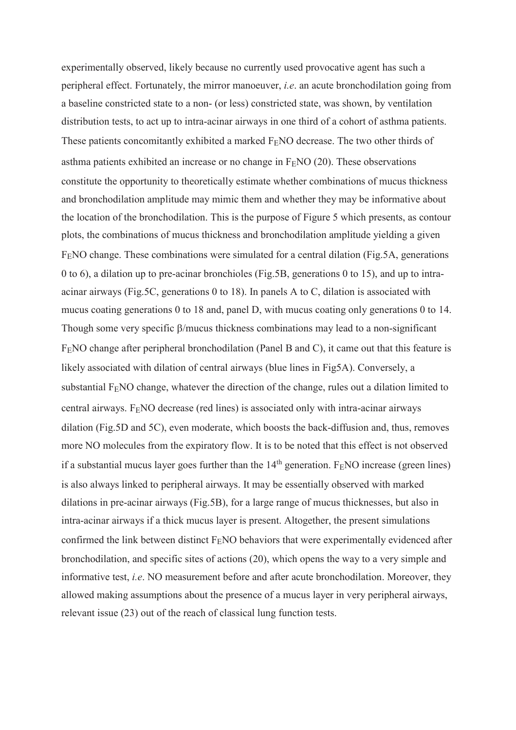experimentally observed, likely because no currently used provocative agent has such a peripheral effect. Fortunately, the mirror manoeuver, *i.e*. an acute bronchodilation going from a baseline constricted state to a non- (or less) constricted state, was shown, by ventilation distribution tests, to act up to intra-acinar airways in one third of a cohort of asthma patients. These patients concomitantly exhibited a marked $F_ENO$ decrease. The two other thirds of asthma patients exhibited an increase or no change in $F_ENO$ (20). These observations constitute the opportunity to theoretically estimate whether combinations of mucus thickness and bronchodilation amplitude may mimic them and whether they may be informative about the location of the bronchodilation. This is the purpose of Figure 5 which presents, as contour plots, the combinations of mucus thickness and bronchodilation amplitude yielding a given $F_ENO$ change. These combinations were simulated for a central dilation (Fig.5A, generations 0 to 6), a dilation up to pre-acinar bronchioles (Fig.5B, generations 0 to 15), and up to intra-acinar airways (Fig.5C, generations 0 to 18). In panels A to C, dilation is associated with mucus coating generations 0 to 18 and, panel D, with mucus coating only generations 0 to 14. Though some very specific β/mucus thickness combinations may lead to a non-significant $F_ENO$ change after peripheral bronchodilation (Panel B and C), it came out that this feature is likely associated with dilation of central airways (blue lines in Fig5A). Conversely, a substantial $F_ENO$ change, whatever the direction of the change, rules out a dilation limited to central airways. $F_ENO$ decrease (red lines) is associated only with intra-acinar airways dilation (Fig.5D and 5C), even moderate, which boosts the back-diffusion and, thus, removes more NO molecules from the expiratory flow. It is to be noted that this effect is not observed if a substantial mucus layer goes further than the $14^{th}$ generation. $F_ENO$ increase (green lines) is also always linked to peripheral airways. It may be essentially observed with marked dilations in pre-acinar airways (Fig.5B), for a large range of mucus thicknesses, but also in intra-acinar airways if a thick mucus layer is present. Altogether, the present simulations confirmed the link between distinct $F_ENO$ behaviors that were experimentally evidenced after bronchodilation, and specific sites of actions (20), which opens the way to a very simple and informative test, *i.e*. NO measurement before and after acute bronchodilation. Moreover, they allowed making assumptions about the presence of a mucus layer in very peripheral airways, relevant issue (23) out of the reach of classical lung function tests.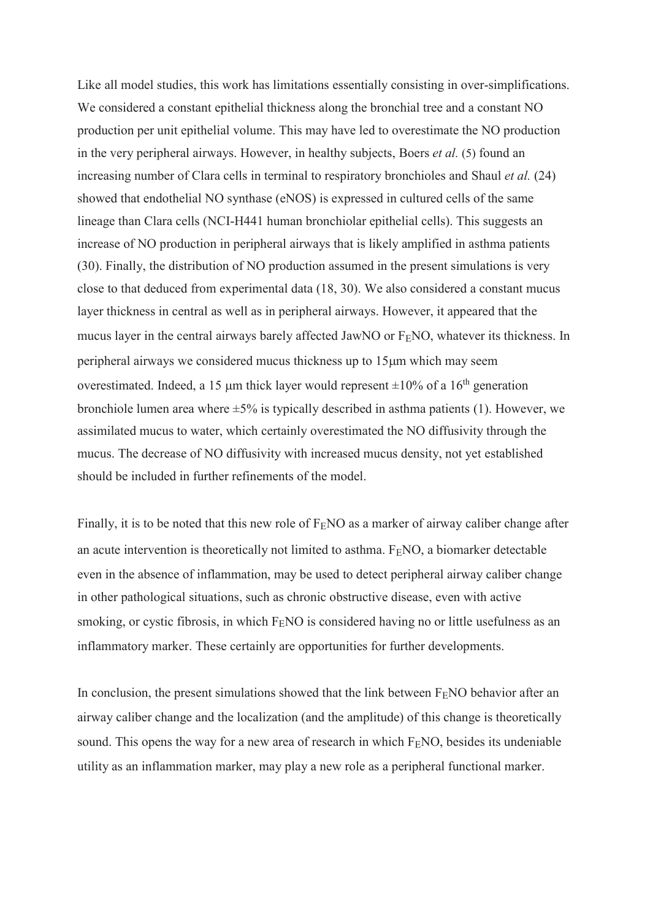Like all model studies, this work has limitations essentially consisting in over-simplifications. We considered a constant epithelial thickness along the bronchial tree and a constant NO production per unit epithelial volume. This may have led to overestimate the NO production in the very peripheral airways. However, in healthy subjects, Boers *et al.* (5) found an increasing number of Clara cells in terminal to respiratory bronchioles and Shaul *et al.* (24) showed that endothelial NO synthase (eNOS) is expressed in cultured cells of the same lineage than Clara cells (NCI-H441 human bronchiolar epithelial cells). This suggests an increase of NO production in peripheral airways that is likely amplified in asthma patients (30). Finally, the distribution of NO production assumed in the present simulations is very close to that deduced from experimental data (18, 30). We also considered a constant mucus layer thickness in central as well as in peripheral airways. However, it appeared that the mucus layer in the central airways barely affected JawNO or $F_E$NO, whatever its thickness. In peripheral airways we considered mucus thickness up to 15μm which may seem overestimated. Indeed, a 15 μm thick layer would represent ±10% of a 16$^{th}$ generation bronchiole lumen area where ±5% is typically described in asthma patients (1). However, we assimilated mucus to water, which certainly overestimated the NO diffusivity through the mucus. The decrease of NO diffusivity with increased mucus density, not yet established should be included in further refinements of the model.

Finally, it is to be noted that this new role of $F_E$NO as a marker of airway caliber change after an acute intervention is theoretically not limited to asthma. $F_E$NO, a biomarker detectable even in the absence of inflammation, may be used to detect peripheral airway caliber change in other pathological situations, such as chronic obstructive disease, even with active smoking, or cystic fibrosis, in which $F_E$NO is considered having no or little usefulness as an inflammatory marker. These certainly are opportunities for further developments.

In conclusion, the present simulations showed that the link between $F_E$NO behavior after an airway caliber change and the localization (and the amplitude) of this change is theoretically sound. This opens the way for a new area of research in which $F_E$NO, besides its undeniable utility as an inflammation marker, may play a new role as a peripheral functional marker.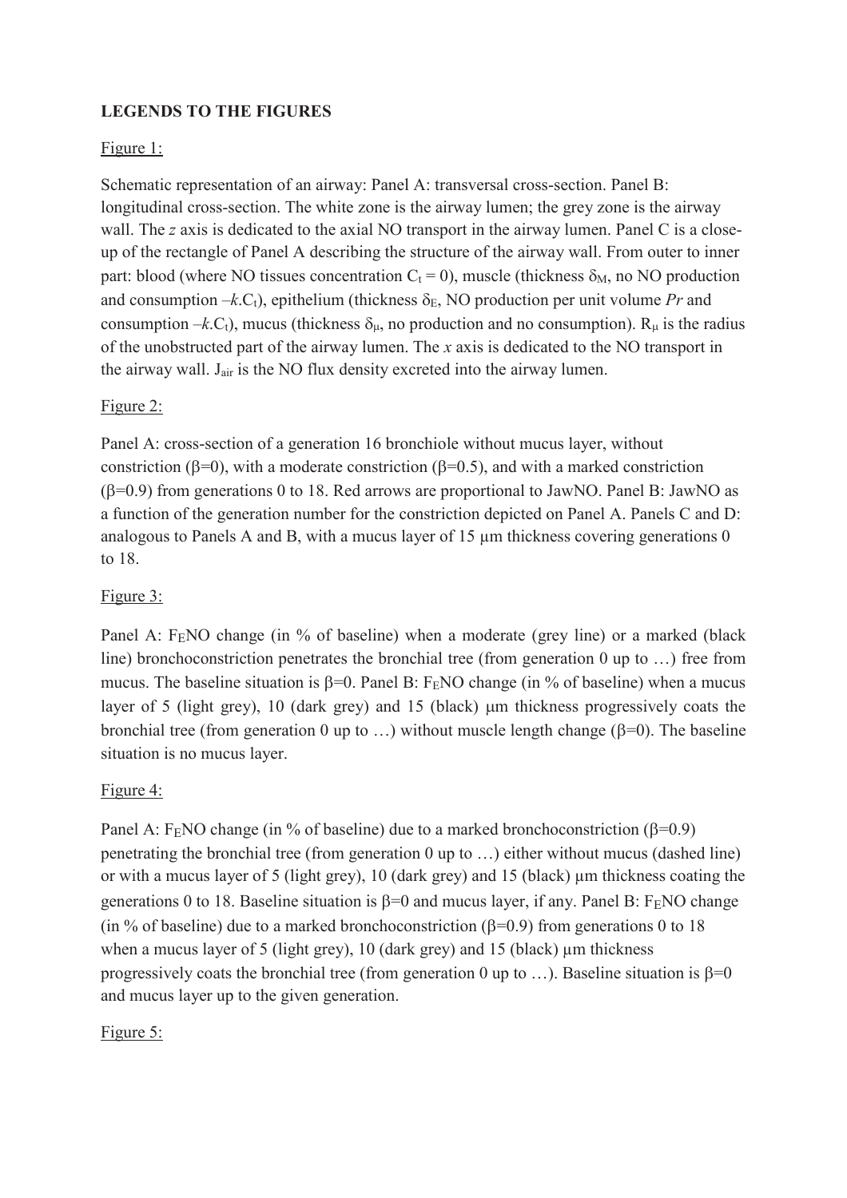## LEGENDS TO THE FIGURES

Figure 1:

Schematic representation of an airway: Panel A: transversal cross-section. Panel B: longitudinal cross-section. The white zone is the airway lumen; the grey zone is the airway wall. The *z* axis is dedicated to the axial NO transport in the airway lumen. Panel C is a close-up of the rectangle of Panel A describing the structure of the airway wall. From outer to inner part: blood (where NO tissues concentration $C_t = 0$), muscle (thickness $\delta_M$, no NO production and consumption $-k.C_t$), epithelium (thickness $\delta_E$, NO production per unit volume *Pr* and consumption $-k.C_t$), mucus (thickness $\delta_\mu$, no production and no consumption). $R_\mu$ is the radius of the unobstructed part of the airway lumen. The *x* axis is dedicated to the NO transport in the airway wall. $J_{air}$ is the NO flux density excreted into the airway lumen.

Figure 2:

Panel A: cross-section of a generation 16 bronchiole without mucus layer, without constriction ($\beta$=0), with a moderate constriction ($\beta$=0.5), and with a marked constriction ($\beta$=0.9) from generations 0 to 18. Red arrows are proportional to JawNO. Panel B: JawNO as a function of the generation number for the constriction depicted on Panel A. Panels C and D: analogous to Panels A and B, with a mucus layer of 15 µm thickness covering generations 0 to 18.

Figure 3:

Panel A: $F_E$NO change (in % of baseline) when a moderate (grey line) or a marked (black line) bronchoconstriction penetrates the bronchial tree (from generation 0 up to …) free from mucus. The baseline situation is $\beta$=0. Panel B: $F_E$NO change (in % of baseline) when a mucus layer of 5 (light grey), 10 (dark grey) and 15 (black) µm thickness progressively coats the bronchial tree (from generation 0 up to …) without muscle length change ($\beta$=0). The baseline situation is no mucus layer.

Figure 4:

Panel A: $F_E$NO change (in % of baseline) due to a marked bronchoconstriction ($\beta$=0.9) penetrating the bronchial tree (from generation 0 up to …) either without mucus (dashed line) or with a mucus layer of 5 (light grey), 10 (dark grey) and 15 (black) µm thickness coating the generations 0 to 18. Baseline situation is $\beta$=0 and mucus layer, if any. Panel B: $F_E$NO change (in % of baseline) due to a marked bronchoconstriction ($\beta$=0.9) from generations 0 to 18 when a mucus layer of 5 (light grey), 10 (dark grey) and 15 (black) µm thickness progressively coats the bronchial tree (from generation 0 up to …). Baseline situation is $\beta$=0 and mucus layer up to the given generation.

Figure 5: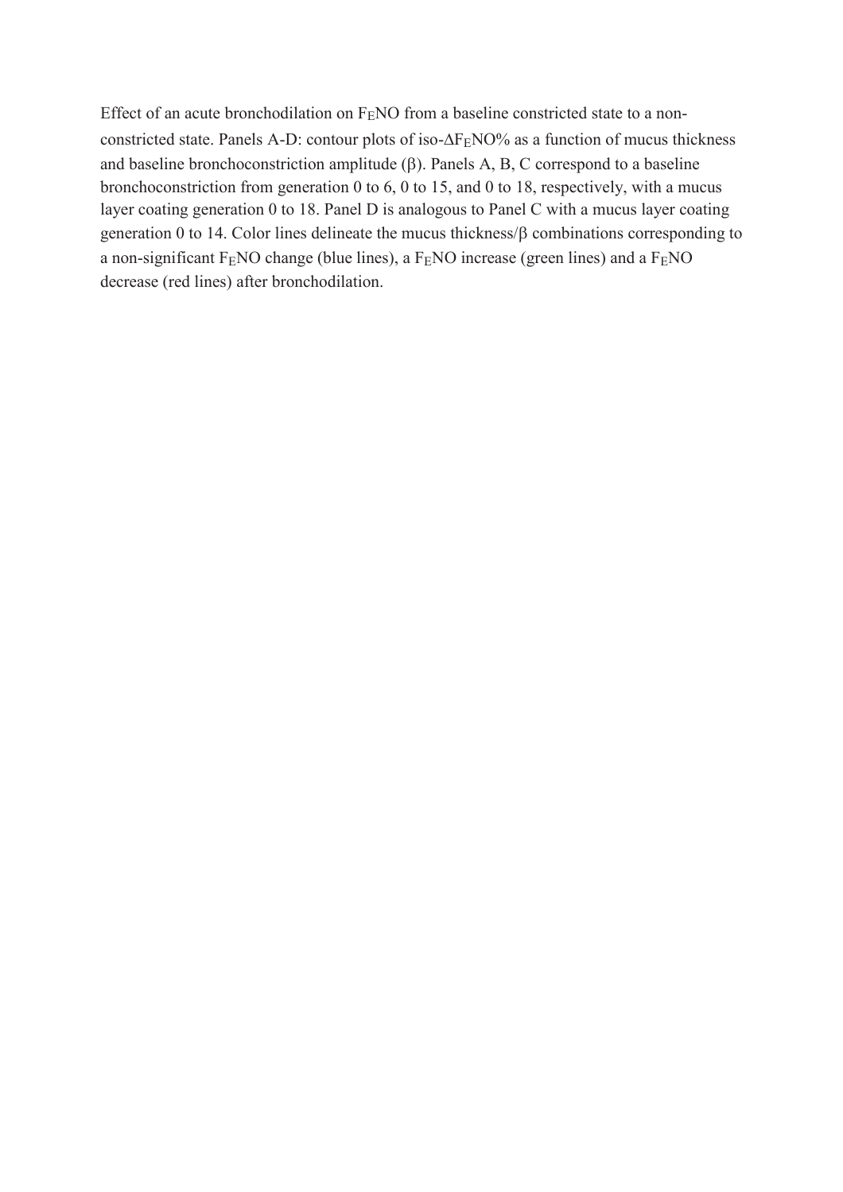Effect of an acute bronchodilation on $F_ENO$ from a baseline constricted state to a non-constricted state. Panels A-D: contour plots of iso-$\Delta F_ENO\%$ as a function of mucus thickness and baseline bronchoconstriction amplitude ($\beta$). Panels A, B, C correspond to a baseline bronchoconstriction from generation 0 to 6, 0 to 15, and 0 to 18, respectively, with a mucus layer coating generation 0 to 18. Panel D is analogous to Panel C with a mucus layer coating generation 0 to 14. Color lines delineate the mucus thickness/$\beta$ combinations corresponding to a non-significant $F_ENO$ change (blue lines), a $F_ENO$ increase (green lines) and a $F_ENO$ decrease (red lines) after bronchodilation.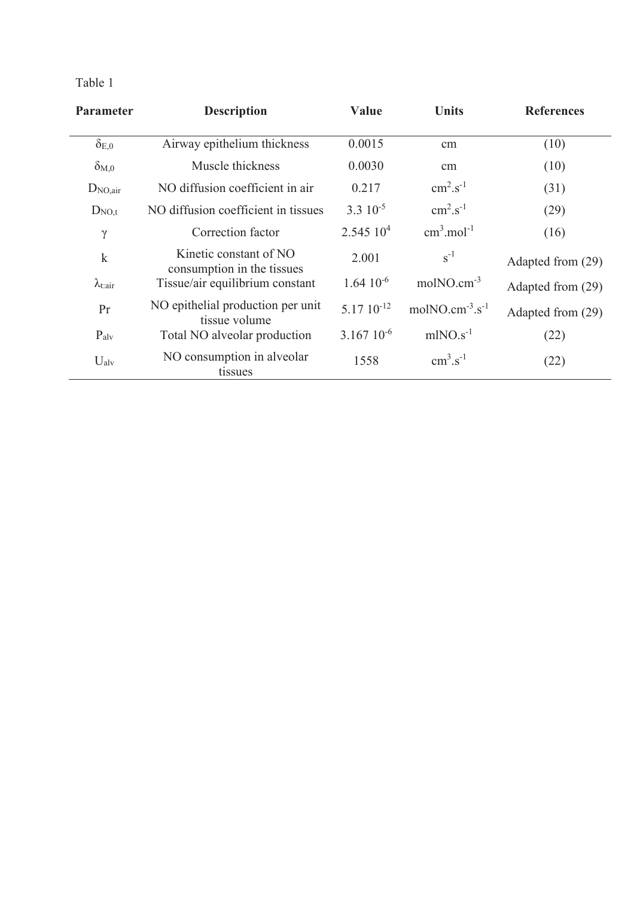Table 1

| Parameter | Description | Value | Units | References |
|---|---|---|---|---|
| $\delta_{E,0}$ | Airway epithelium thickness | 0.0015 | cm | (10) |
| $\delta_{M,0}$ | Muscle thickness | 0.0030 | cm | (10) |
| $D_{NO,air}$ | NO diffusion coefficient in air | 0.217 | $cm^2.s^{-1}$ | (31) |
| $D_{NO,t}$ | NO diffusion coefficient in tissues | $3.3\ 10^{-5}$ | $cm^2.s^{-1}$ | (29) |
| $\gamma$ | Correction factor | $2.545\ 10^4$ | $cm^3.mol^{-1}$ | (16) |
| k | Kinetic constant of NO consumption in the tissues | 2.001 | $s^{-1}$ | Adapted from (29) |
| $\lambda_{t:air}$ | Tissue/air equilibrium constant | $1.64\ 10^{-6}$ | $molNO.cm^{-3}$ | Adapted from (29) |
| Pr | NO epithelial production per unit tissue volume | $5.17\ 10^{-12}$ | $molNO.cm^{-3}.s^{-1}$ | Adapted from (29) |
| $P_{alv}$ | Total NO alveolar production | $3.167\ 10^{-6}$ | $mlNO.s^{-1}$ | (22) |
| $U_{alv}$ | NO consumption in alveolar tissues | 1558 | $cm^3.s^{-1}$ | (22) |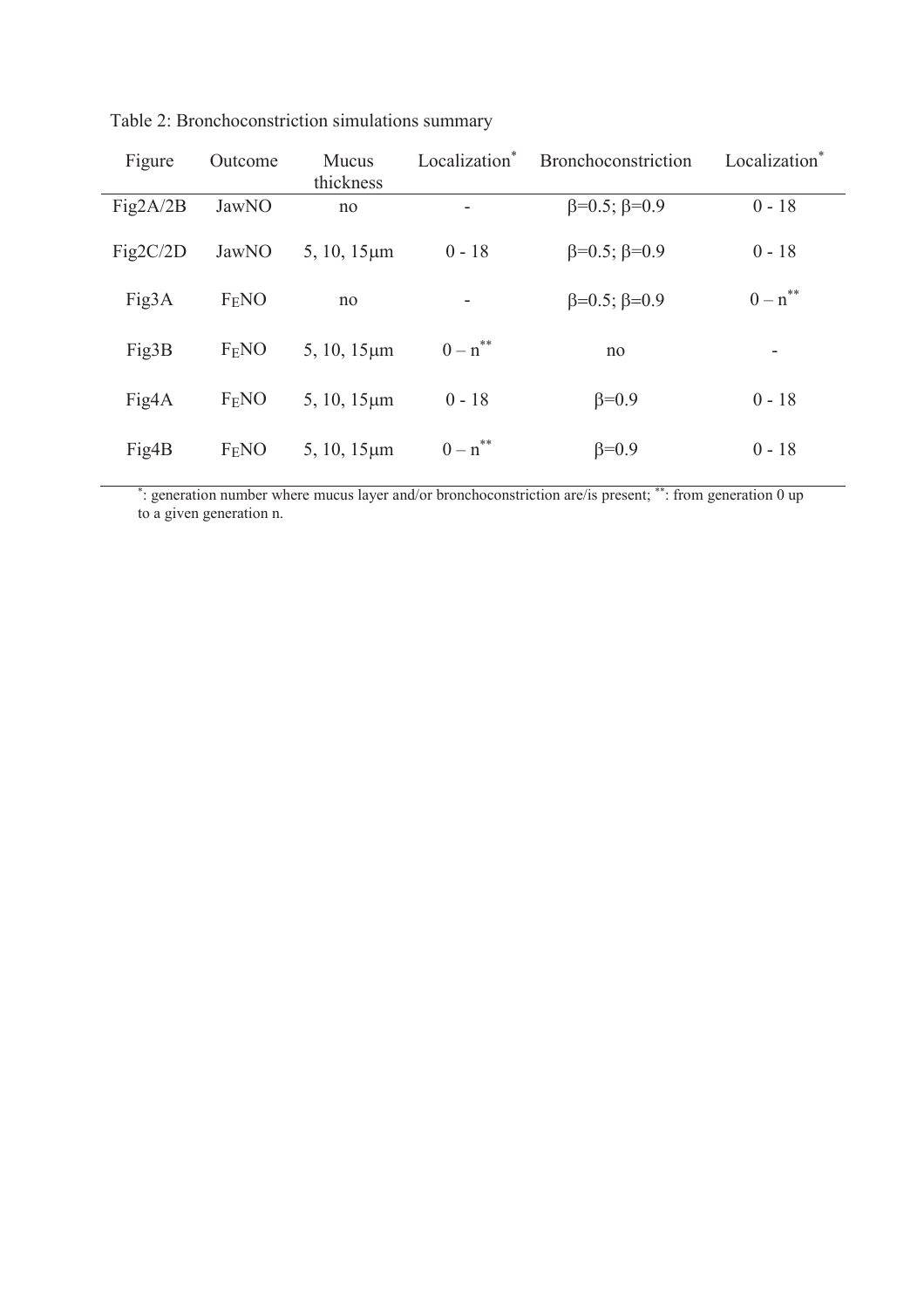Table 2: Bronchoconstriction simulations summary

| Figure | Outcome | Mucus thickness | Localization* | Bronchoconstriction | Localization* |
|---|---|---|---|---|---|
| Fig2A/2B | JawNO | no | - | $\beta$=0.5; $\beta$=0.9 | 0 - 18 |
| Fig2C/2D | JawNO | 5, 10, 15μm | 0 - 18 | $\beta$=0.5; $\beta$=0.9 | 0 - 18 |
| Fig3A | $F_ENO$ | no | - | $\beta$=0.5; $\beta$=0.9 | 0 – n** |
| Fig3B | $F_ENO$ | 5, 10, 15μm | 0 – n** | no | - |
| Fig4A | $F_ENO$ | 5, 10, 15μm | 0 - 18 | $\beta$=0.9 | 0 - 18 |
| Fig4B | $F_ENO$ | 5, 10, 15μm | 0 – n** | $\beta$=0.9 | 0 - 18 |

*: generation number where mucus layer and/or bronchoconstriction are/is present; **: from generation 0 up to a given generation n.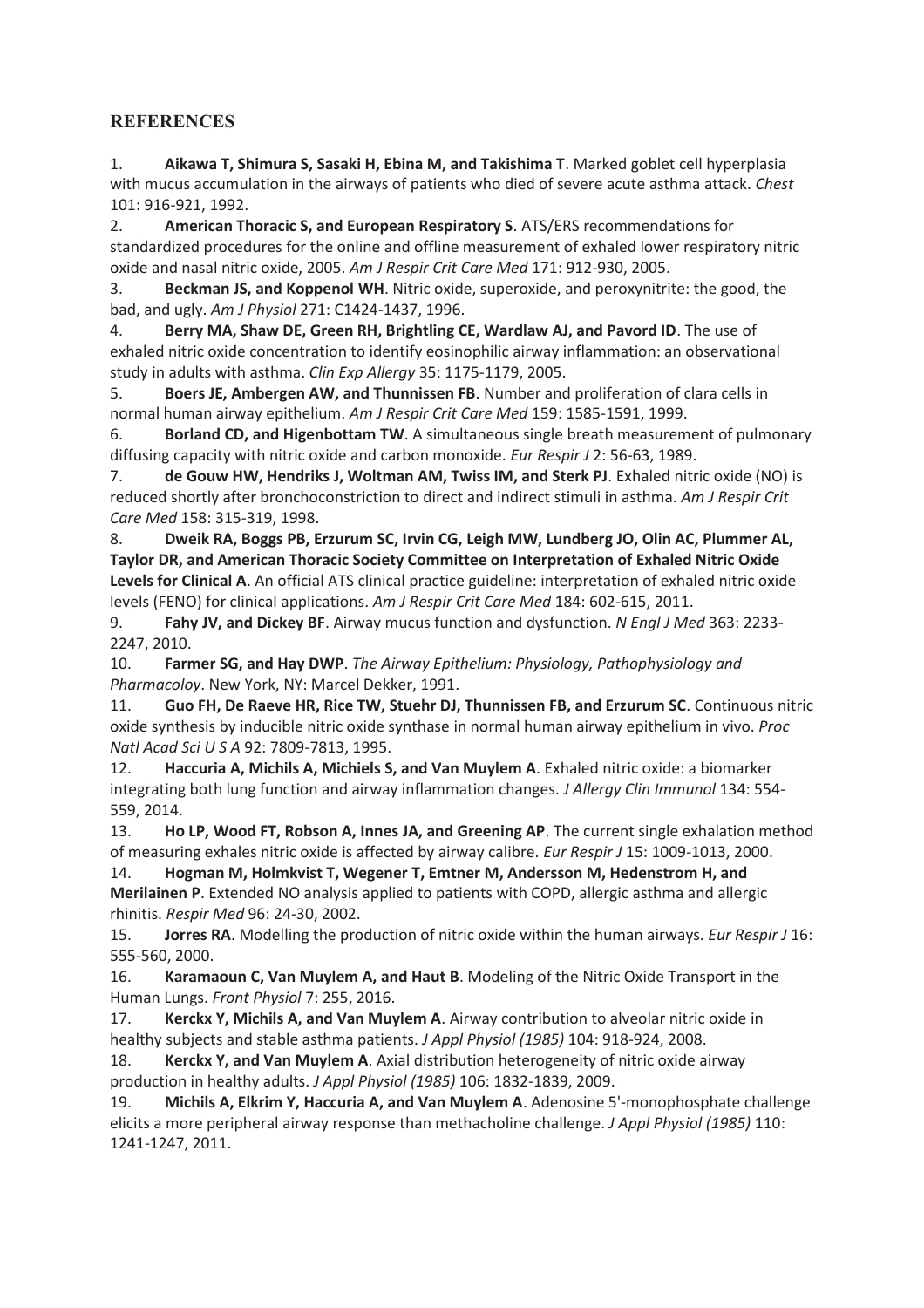## REFERENCES

1. **Aikawa T, Shimura S, Sasaki H, Ebina M, and Takishima T**. Marked goblet cell hyperplasia with mucus accumulation in the airways of patients who died of severe acute asthma attack. *Chest* 101: 916-921, 1992.
2. **American Thoracic S, and European Respiratory S**. ATS/ERS recommendations for standardized procedures for the online and offline measurement of exhaled lower respiratory nitric oxide and nasal nitric oxide, 2005. *Am J Respir Crit Care Med* 171: 912-930, 2005.
3. **Beckman JS, and Koppenol WH**. Nitric oxide, superoxide, and peroxynitrite: the good, the bad, and ugly. *Am J Physiol* 271: C1424-1437, 1996.
4. **Berry MA, Shaw DE, Green RH, Brightling CE, Wardlaw AJ, and Pavord ID**. The use of exhaled nitric oxide concentration to identify eosinophilic airway inflammation: an observational study in adults with asthma. *Clin Exp Allergy* 35: 1175-1179, 2005.
5. **Boers JE, Ambergen AW, and Thunnissen FB**. Number and proliferation of clara cells in normal human airway epithelium. *Am J Respir Crit Care Med* 159: 1585-1591, 1999.
6. **Borland CD, and Higenbottam TW**. A simultaneous single breath measurement of pulmonary diffusing capacity with nitric oxide and carbon monoxide. *Eur Respir J* 2: 56-63, 1989.
7. **de Gouw HW, Hendriks J, Woltman AM, Twiss IM, and Sterk PJ**. Exhaled nitric oxide (NO) is reduced shortly after bronchoconstriction to direct and indirect stimuli in asthma. *Am J Respir Crit Care Med* 158: 315-319, 1998.
8. **Dweik RA, Boggs PB, Erzurum SC, Irvin CG, Leigh MW, Lundberg JO, Olin AC, Plummer AL, Taylor DR, and American Thoracic Society Committee on Interpretation of Exhaled Nitric Oxide Levels for Clinical A**. An official ATS clinical practice guideline: interpretation of exhaled nitric oxide levels (FENO) for clinical applications. *Am J Respir Crit Care Med* 184: 602-615, 2011.
9. **Fahy JV, and Dickey BF**. Airway mucus function and dysfunction. *N Engl J Med* 363: 2233-2247, 2010.
10. **Farmer SG, and Hay DWP**. *The Airway Epithelium: Physiology, Pathophysiology and Pharmacoloy*. New York, NY: Marcel Dekker, 1991.
11. **Guo FH, De Raeve HR, Rice TW, Stuehr DJ, Thunnissen FB, and Erzurum SC**. Continuous nitric oxide synthesis by inducible nitric oxide synthase in normal human airway epithelium in vivo. *Proc Natl Acad Sci U S A* 92: 7809-7813, 1995.
12. **Haccuria A, Michils A, Michiels S, and Van Muylem A**. Exhaled nitric oxide: a biomarker integrating both lung function and airway inflammation changes. *J Allergy Clin Immunol* 134: 554-559, 2014.
13. **Ho LP, Wood FT, Robson A, Innes JA, and Greening AP**. The current single exhalation method of measuring exhales nitric oxide is affected by airway calibre. *Eur Respir J* 15: 1009-1013, 2000.
14. **Hogman M, Holmkvist T, Wegener T, Emtner M, Andersson M, Hedenstrom H, and Merilainen P**. Extended NO analysis applied to patients with COPD, allergic asthma and allergic rhinitis. *Respir Med* 96: 24-30, 2002.
15. **Jorres RA**. Modelling the production of nitric oxide within the human airways. *Eur Respir J* 16: 555-560, 2000.
16. **Karamaoun C, Van Muylem A, and Haut B**. Modeling of the Nitric Oxide Transport in the Human Lungs. *Front Physiol* 7: 255, 2016.
17. **Kerckx Y, Michils A, and Van Muylem A**. Airway contribution to alveolar nitric oxide in healthy subjects and stable asthma patients. *J Appl Physiol (1985)* 104: 918-924, 2008.
18. **Kerckx Y, and Van Muylem A**. Axial distribution heterogeneity of nitric oxide airway production in healthy adults. *J Appl Physiol (1985)* 106: 1832-1839, 2009.
19. **Michils A, Elkrim Y, Haccuria A, and Van Muylem A**. Adenosine 5'-monophosphate challenge elicits a more peripheral airway response than methacholine challenge. *J Appl Physiol (1985)* 110: 1241-1247, 2011.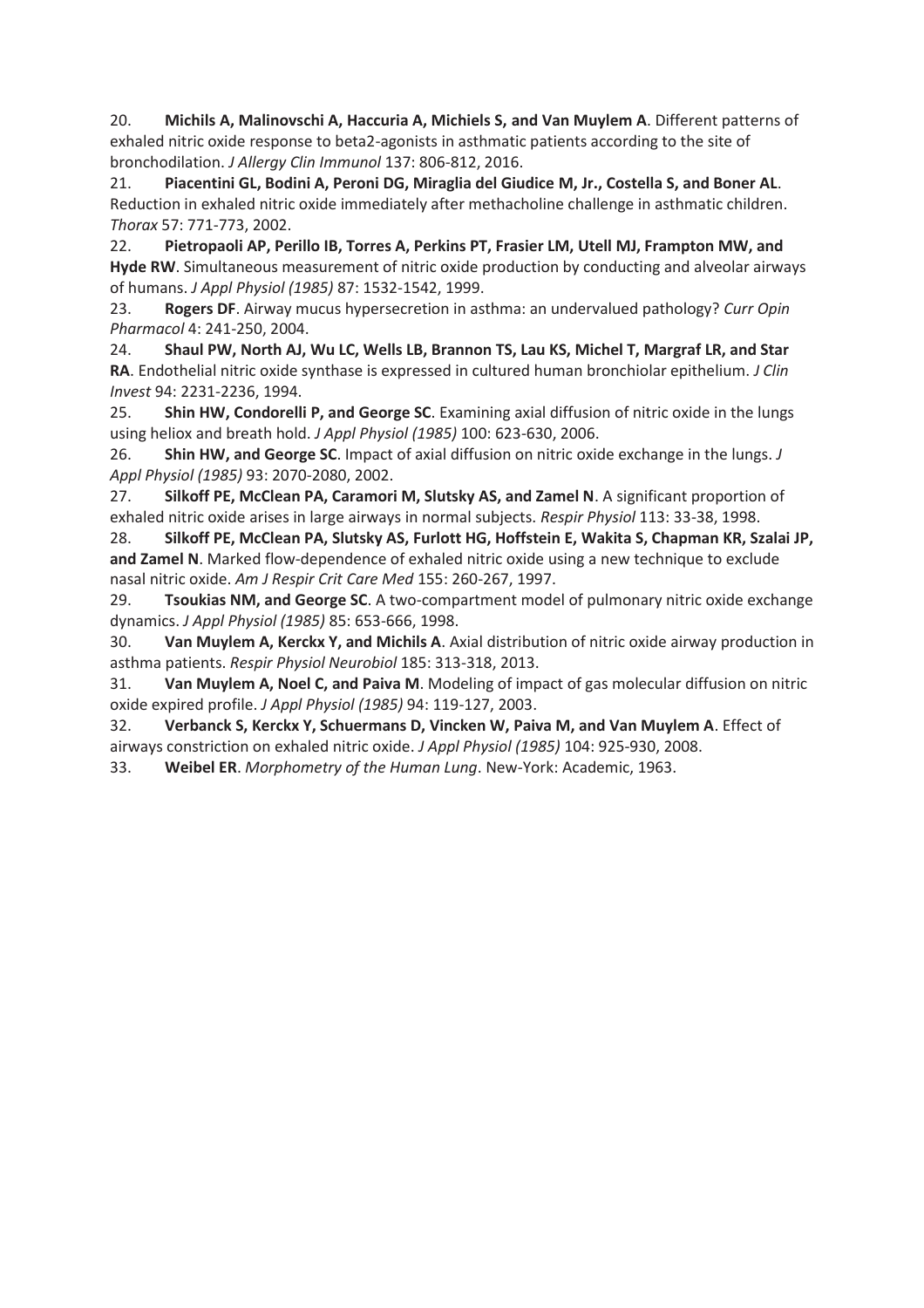20. **Michils A, Malinovschi A, Haccuria A, Michiels S, and Van Muylem A**. Different patterns of exhaled nitric oxide response to beta2-agonists in asthmatic patients according to the site of bronchodilation. *J Allergy Clin Immunol* 137: 806-812, 2016.

21. **Piacentini GL, Bodini A, Peroni DG, Miraglia del Giudice M, Jr., Costella S, and Boner AL**. Reduction in exhaled nitric oxide immediately after methacholine challenge in asthmatic children. *Thorax* 57: 771-773, 2002.

22. **Pietropaoli AP, Perillo IB, Torres A, Perkins PT, Frasier LM, Utell MJ, Frampton MW, and Hyde RW**. Simultaneous measurement of nitric oxide production by conducting and alveolar airways of humans. *J Appl Physiol (1985)* 87: 1532-1542, 1999.

23. **Rogers DF**. Airway mucus hypersecretion in asthma: an undervalued pathology? *Curr Opin Pharmacol* 4: 241-250, 2004.

24. **Shaul PW, North AJ, Wu LC, Wells LB, Brannon TS, Lau KS, Michel T, Margraf LR, and Star RA**. Endothelial nitric oxide synthase is expressed in cultured human bronchiolar epithelium. *J Clin Invest* 94: 2231-2236, 1994.

25. **Shin HW, Condorelli P, and George SC**. Examining axial diffusion of nitric oxide in the lungs using heliox and breath hold. *J Appl Physiol (1985)* 100: 623-630, 2006.

26. **Shin HW, and George SC**. Impact of axial diffusion on nitric oxide exchange in the lungs. *J Appl Physiol (1985)* 93: 2070-2080, 2002.

27. **Silkoff PE, McClean PA, Caramori M, Slutsky AS, and Zamel N**. A significant proportion of exhaled nitric oxide arises in large airways in normal subjects. *Respir Physiol* 113: 33-38, 1998.

28. **Silkoff PE, McClean PA, Slutsky AS, Furlott HG, Hoffstein E, Wakita S, Chapman KR, Szalai JP, and Zamel N**. Marked flow-dependence of exhaled nitric oxide using a new technique to exclude nasal nitric oxide. *Am J Respir Crit Care Med* 155: 260-267, 1997.

29. **Tsoukias NM, and George SC**. A two-compartment model of pulmonary nitric oxide exchange dynamics. *J Appl Physiol (1985)* 85: 653-666, 1998.

30. **Van Muylem A, Kerckx Y, and Michils A**. Axial distribution of nitric oxide airway production in asthma patients. *Respir Physiol Neurobiol* 185: 313-318, 2013.

31. **Van Muylem A, Noel C, and Paiva M**. Modeling of impact of gas molecular diffusion on nitric oxide expired profile. *J Appl Physiol (1985)* 94: 119-127, 2003.

32. **Verbanck S, Kerckx Y, Schuermans D, Vincken W, Paiva M, and Van Muylem A**. Effect of airways constriction on exhaled nitric oxide. *J Appl Physiol (1985)* 104: 925-930, 2008.

33. **Weibel ER**. *Morphometry of the Human Lung*. New-York: Academic, 1963.